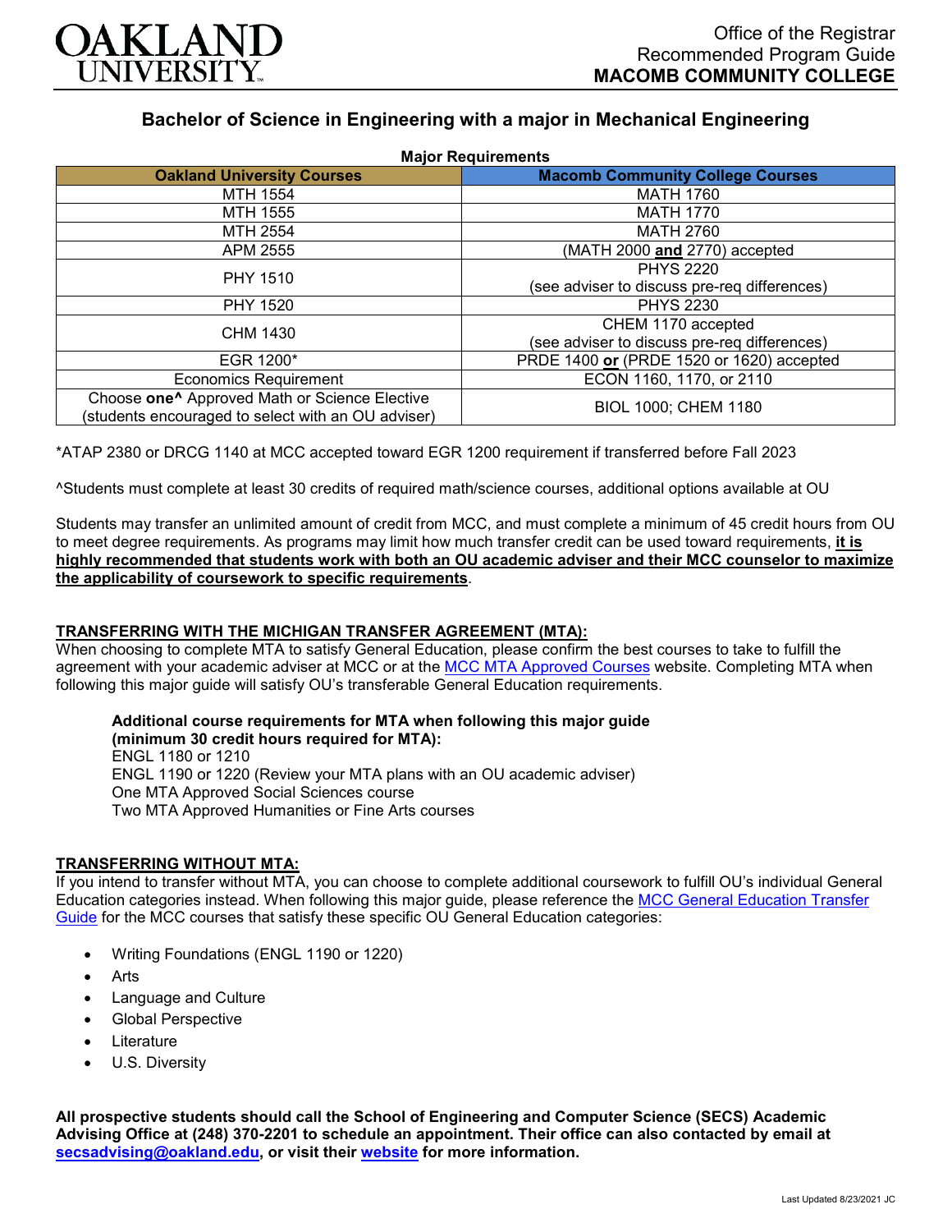# Bachelor of Science in Engineering with a major in Mechanical Engineering

Office of the Registrar
Recommended Program Guide
**MACOMB COMMUNITY COLLEGE**

**Major Requirements**

| Oakland University Courses | Macomb Community College Courses |
|---|---|
| MTH 1554 | MATH 1760 |
| MTH 1555 | MATH 1770 |
| MTH 2554 | MATH 2760 |
| APM 2555 | (MATH 2000 **and** 2770) accepted |
| PHY 1510 | PHYS 2220 (see adviser to discuss pre-req differences) |
| PHY 1520 | PHYS 2230 |
| CHM 1430 | CHEM 1170 accepted (see adviser to discuss pre-req differences) |
| EGR 1200* | PRDE 1400 **or** (PRDE 1520 or 1620) accepted |
| Economics Requirement | ECON 1160, 1170, or 2110 |
| Choose **one**^ Approved Math or Science Elective (students encouraged to select with an OU adviser) | BIOL 1000; CHEM 1180 |

*ATAP 2380 or DRCG 1140 at MCC accepted toward EGR 1200 requirement if transferred before Fall 2023

^Students must complete at least 30 credits of required math/science courses, additional options available at OU

Students may transfer an unlimited amount of credit from MCC, and must complete a minimum of 45 credit hours from OU to meet degree requirements. As programs may limit how much transfer credit can be used toward requirements, **it is highly recommended that students work with both an OU academic adviser and their MCC counselor to maximize the applicability of coursework to specific requirements**.

## TRANSFERRING WITH THE MICHIGAN TRANSFER AGREEMENT (MTA):

When choosing to complete MTA to satisfy General Education, please confirm the best courses to take to fulfill the agreement with your academic adviser at MCC or at the MCC MTA Approved Courses website. Completing MTA when following this major guide will satisfy OU's transferable General Education requirements.

**Additional course requirements for MTA when following this major guide (minimum 30 credit hours required for MTA):**
ENGL 1180 or 1210
ENGL 1190 or 1220 (Review your MTA plans with an OU academic adviser)
One MTA Approved Social Sciences course
Two MTA Approved Humanities or Fine Arts courses

## TRANSFERRING WITHOUT MTA:

If you intend to transfer without MTA, you can choose to complete additional coursework to fulfill OU's individual General Education categories instead. When following this major guide, please reference the MCC General Education Transfer Guide for the MCC courses that satisfy these specific OU General Education categories:

- Writing Foundations (ENGL 1190 or 1220)
- Arts
- Language and Culture
- Global Perspective
- Literature
- U.S. Diversity

**All prospective students should call the School of Engineering and Computer Science (SECS) Academic Advising Office at (248) 370-2201 to schedule an appointment. Their office can also contacted by email at secsadvising@oakland.edu, or visit their website for more information.**

Last Updated 8/23/2021 JC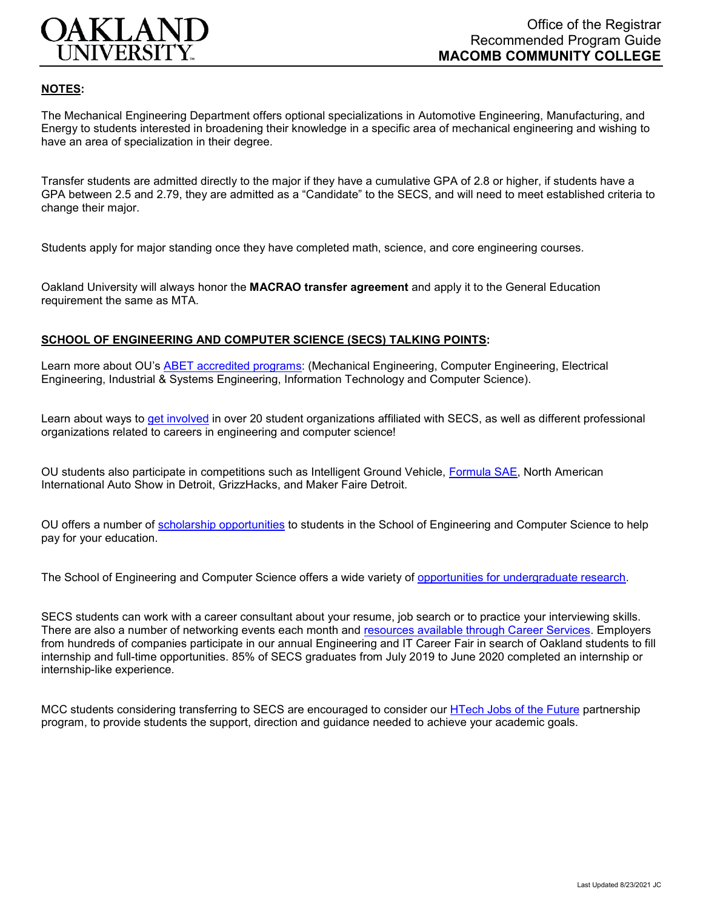**NOTES:**

The Mechanical Engineering Department offers optional specializations in Automotive Engineering, Manufacturing, and Energy to students interested in broadening their knowledge in a specific area of mechanical engineering and wishing to have an area of specialization in their degree.

Transfer students are admitted directly to the major if they have a cumulative GPA of 2.8 or higher, if students have a GPA between 2.5 and 2.79, they are admitted as a "Candidate" to the SECS, and will need to meet established criteria to change their major.

Students apply for major standing once they have completed math, science, and core engineering courses.

Oakland University will always honor the **MACRAO transfer agreement** and apply it to the General Education requirement the same as MTA.

**SCHOOL OF ENGINEERING AND COMPUTER SCIENCE (SECS) TALKING POINTS:**

Learn more about OU's ABET accredited programs: (Mechanical Engineering, Computer Engineering, Electrical Engineering, Industrial & Systems Engineering, Information Technology and Computer Science).

Learn about ways to get involved in over 20 student organizations affiliated with SECS, as well as different professional organizations related to careers in engineering and computer science!

OU students also participate in competitions such as Intelligent Ground Vehicle, Formula SAE, North American International Auto Show in Detroit, GrizzHacks, and Maker Faire Detroit.

OU offers a number of scholarship opportunities to students in the School of Engineering and Computer Science to help pay for your education.

The School of Engineering and Computer Science offers a wide variety of opportunities for undergraduate research.

SECS students can work with a career consultant about your resume, job search or to practice your interviewing skills. There are also a number of networking events each month and resources available through Career Services. Employers from hundreds of companies participate in our annual Engineering and IT Career Fair in search of Oakland students to fill internship and full-time opportunities. 85% of SECS graduates from July 2019 to June 2020 completed an internship or internship-like experience.

MCC students considering transferring to SECS are encouraged to consider our HTech Jobs of the Future partnership program, to provide students the support, direction and guidance needed to achieve your academic goals.

Last Updated 8/23/2021 JC